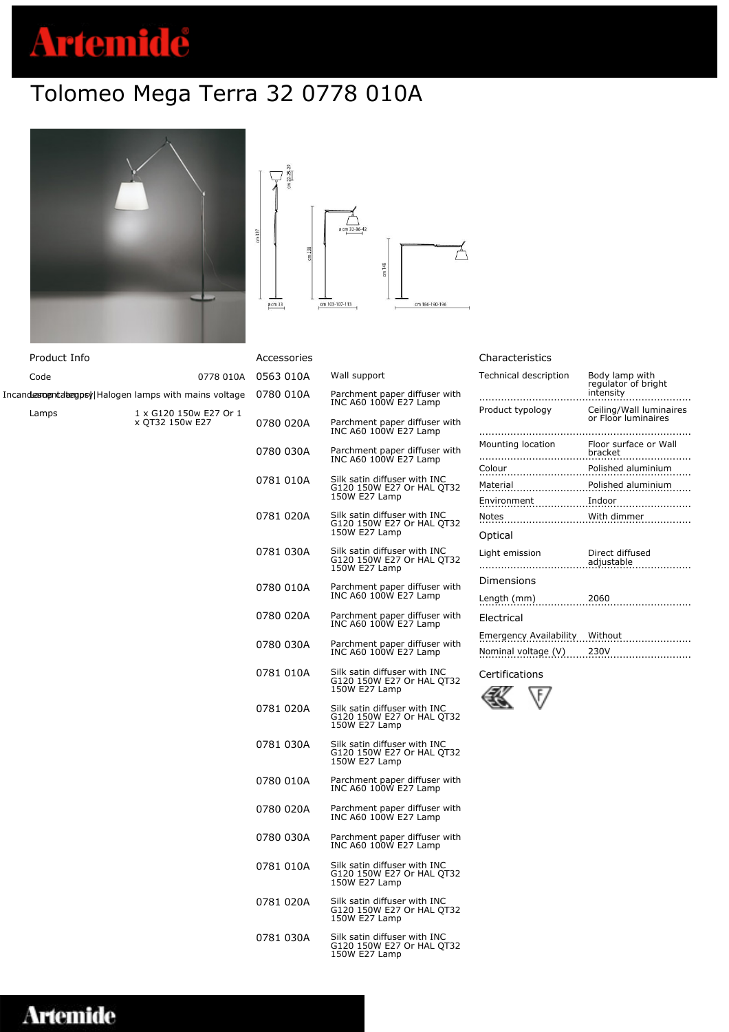# Tolomeo Mega Terra 32 0778 010A

## Product Info

| | |
|---|---|
| Code | 0778 010A |
| Lamp category | Incandescent lamps\|Halogen lamps with mains voltage |
| Lamps | 1 x G120 150w E27 Or 1 x QT32 150w E27 |

## Accessories

| | |
|---|---|
| 0563 010A | Wall support |
| 0780 010A | Parchment paper diffuser with INC A60 100W E27 Lamp |
| 0780 020A | Parchment paper diffuser with INC A60 100W E27 Lamp |
| 0780 030A | Parchment paper diffuser with INC A60 100W E27 Lamp |
| 0781 010A | Silk satin diffuser with INC G120 150W E27 Or HAL QT32 150W E27 Lamp |
| 0781 020A | Silk satin diffuser with INC G120 150W E27 Or HAL QT32 150W E27 Lamp |
| 0781 030A | Silk satin diffuser with INC G120 150W E27 Or HAL QT32 150W E27 Lamp |
| 0780 010A | Parchment paper diffuser with INC A60 100W E27 Lamp |
| 0780 020A | Parchment paper diffuser with INC A60 100W E27 Lamp |
| 0780 030A | Parchment paper diffuser with INC A60 100W E27 Lamp |
| 0781 010A | Silk satin diffuser with INC G120 150W E27 Or HAL QT32 150W E27 Lamp |
| 0781 020A | Silk satin diffuser with INC G120 150W E27 Or HAL QT32 150W E27 Lamp |
| 0781 030A | Silk satin diffuser with INC G120 150W E27 Or HAL QT32 150W E27 Lamp |
| 0780 010A | Parchment paper diffuser with INC A60 100W E27 Lamp |
| 0780 020A | Parchment paper diffuser with INC A60 100W E27 Lamp |
| 0780 030A | Parchment paper diffuser with INC A60 100W E27 Lamp |
| 0781 010A | Silk satin diffuser with INC G120 150W E27 Or HAL QT32 150W E27 Lamp |
| 0781 020A | Silk satin diffuser with INC G120 150W E27 Or HAL QT32 150W E27 Lamp |
| 0781 030A | Silk satin diffuser with INC G120 150W E27 Or HAL QT32 150W E27 Lamp |

## Characteristics

| | |
|---|---|
| Technical description | Body lamp with regulator of bright intensity |
| Product typology | Ceiling/Wall luminaires or Floor luminaires |
| Mounting location | Floor surface or Wall bracket |
| Colour | Polished aluminium |
| Material | Polished aluminium |
| Environment | Indoor |
| Notes | With dimmer |

## Optical

| | |
|---|---|
| Light emission | Direct diffused adjustable |

## Dimensions

| | |
|---|---|
| Length (mm) | 2060 |

## Electrical

| | |
|---|---|
| Emergency Availability | Without |
| Nominal voltage (V) | 230V |

## Certifications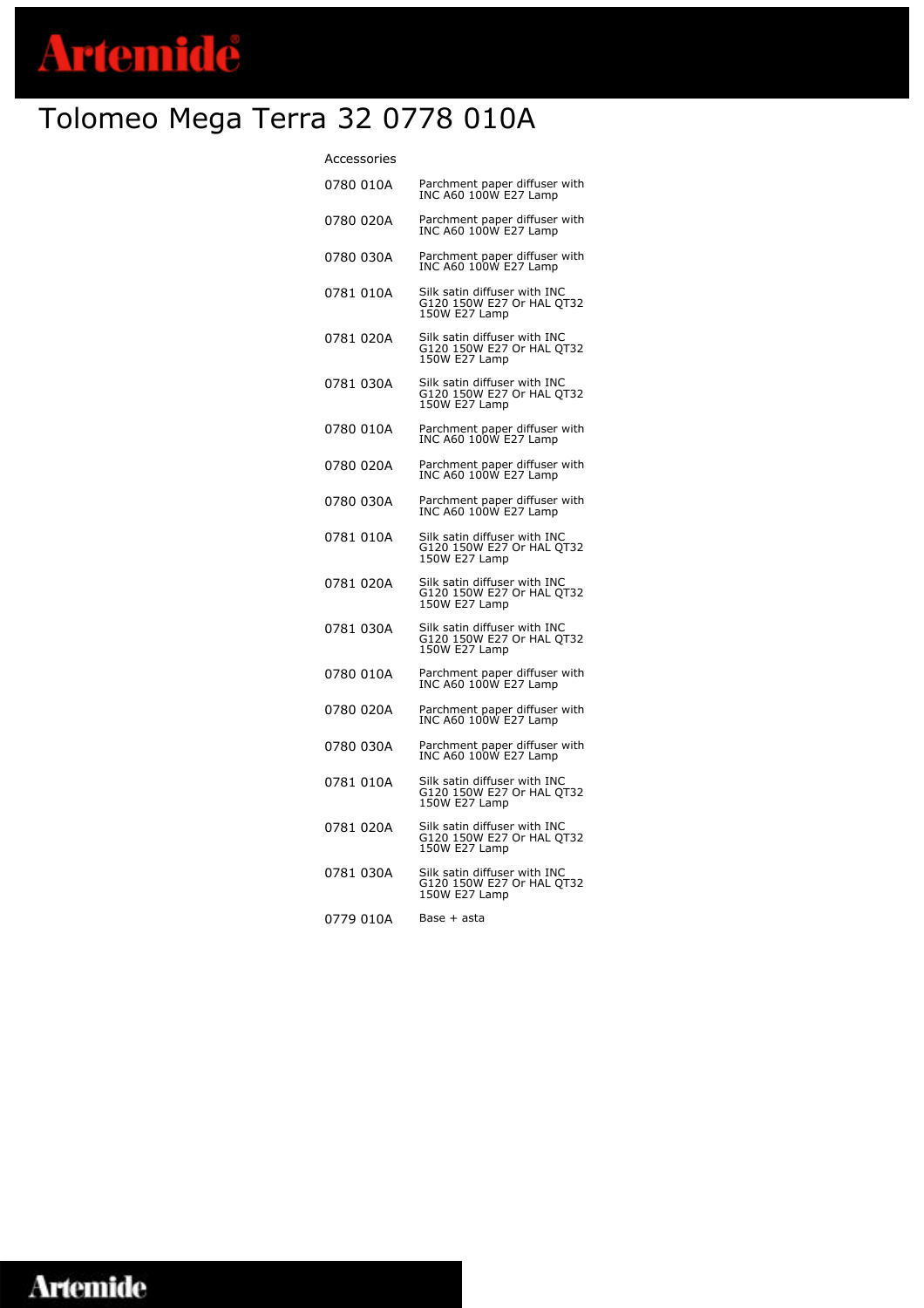# Tolomeo Mega Terra 32 0778 010A

Accessories

| | |
|---|---|
| 0780 010A | Parchment paper diffuser with INC A60 100W E27 Lamp |
| 0780 020A | Parchment paper diffuser with INC A60 100W E27 Lamp |
| 0780 030A | Parchment paper diffuser with INC A60 100W E27 Lamp |
| 0781 010A | Silk satin diffuser with INC G120 150W E27 Or HAL QT32 150W E27 Lamp |
| 0781 020A | Silk satin diffuser with INC G120 150W E27 Or HAL QT32 150W E27 Lamp |
| 0781 030A | Silk satin diffuser with INC G120 150W E27 Or HAL QT32 150W E27 Lamp |
| 0780 010A | Parchment paper diffuser with INC A60 100W E27 Lamp |
| 0780 020A | Parchment paper diffuser with INC A60 100W E27 Lamp |
| 0780 030A | Parchment paper diffuser with INC A60 100W E27 Lamp |
| 0781 010A | Silk satin diffuser with INC G120 150W E27 Or HAL QT32 150W E27 Lamp |
| 0781 020A | Silk satin diffuser with INC G120 150W E27 Or HAL QT32 150W E27 Lamp |
| 0781 030A | Silk satin diffuser with INC G120 150W E27 Or HAL QT32 150W E27 Lamp |
| 0780 010A | Parchment paper diffuser with INC A60 100W E27 Lamp |
| 0780 020A | Parchment paper diffuser with INC A60 100W E27 Lamp |
| 0780 030A | Parchment paper diffuser with INC A60 100W E27 Lamp |
| 0781 010A | Silk satin diffuser with INC G120 150W E27 Or HAL QT32 150W E27 Lamp |
| 0781 020A | Silk satin diffuser with INC G120 150W E27 Or HAL QT32 150W E27 Lamp |
| 0781 030A | Silk satin diffuser with INC G120 150W E27 Or HAL QT32 150W E27 Lamp |
| 0779 010A | Base + asta |